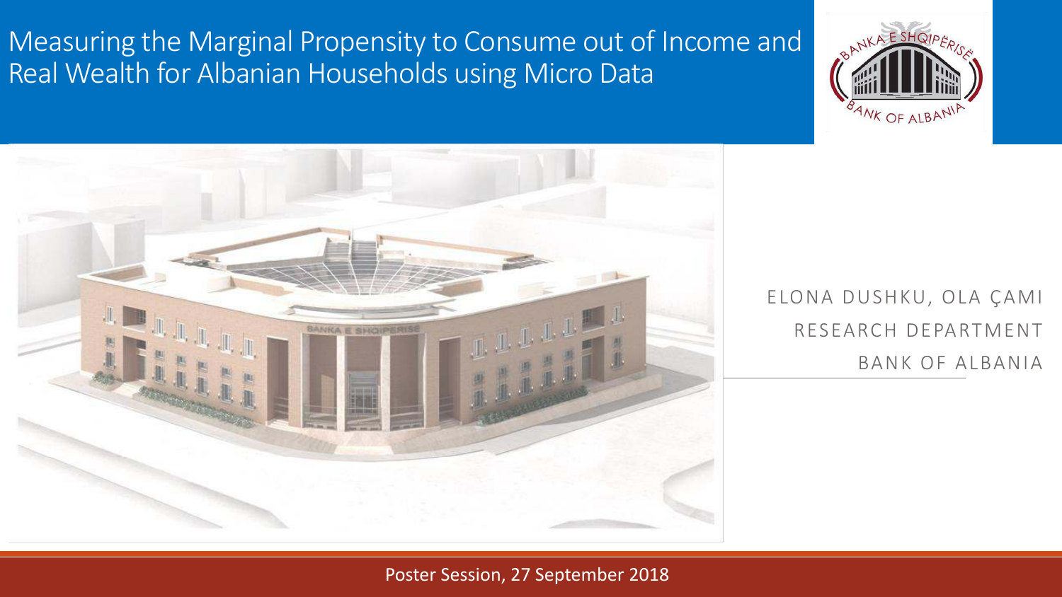# Measuring the Marginal Propensity to Consume out of Income and Real Wealth for Albanian Households using Micro Data

ELONA DUSHKU, OLA ÇAMI

RESEARCH DEPARTMENT

BANK OF ALBANIA

Poster Session, 27 September 2018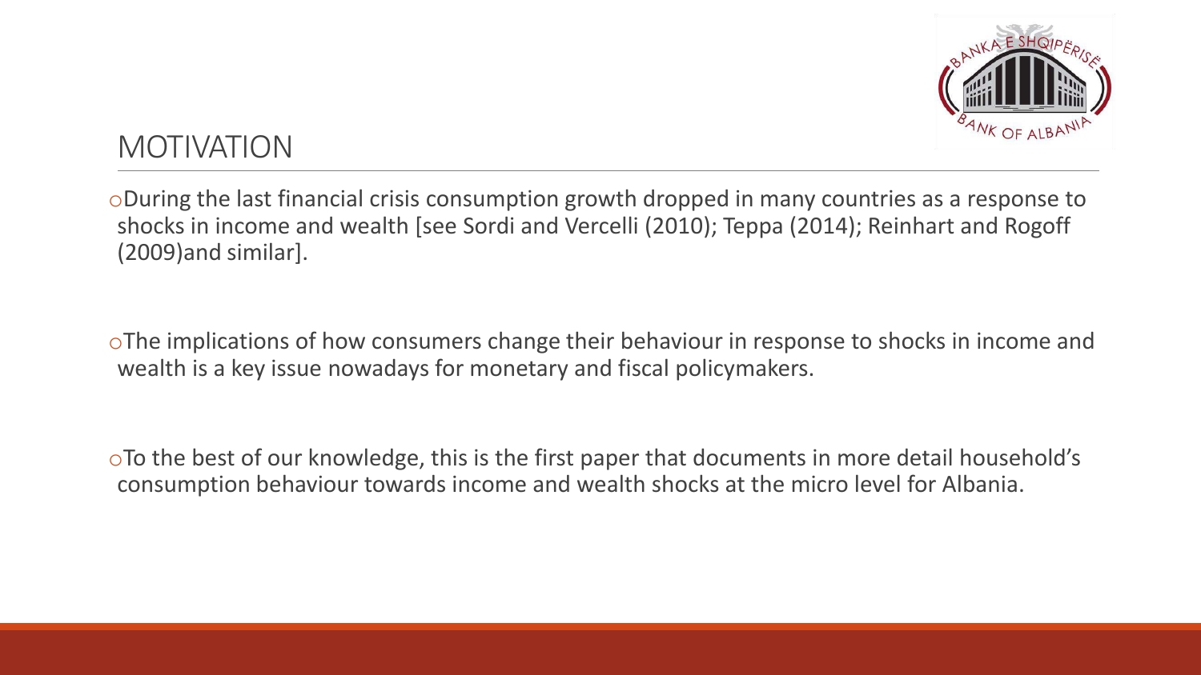# MOTIVATION

- During the last financial crisis consumption growth dropped in many countries as a response to shocks in income and wealth [see Sordi and Vercelli (2010); Teppa (2014); Reinhart and Rogoff (2009)and similar].

- The implications of how consumers change their behaviour in response to shocks in income and wealth is a key issue nowadays for monetary and fiscal policymakers.

- To the best of our knowledge, this is the first paper that documents in more detail household's consumption behaviour towards income and wealth shocks at the micro level for Albania.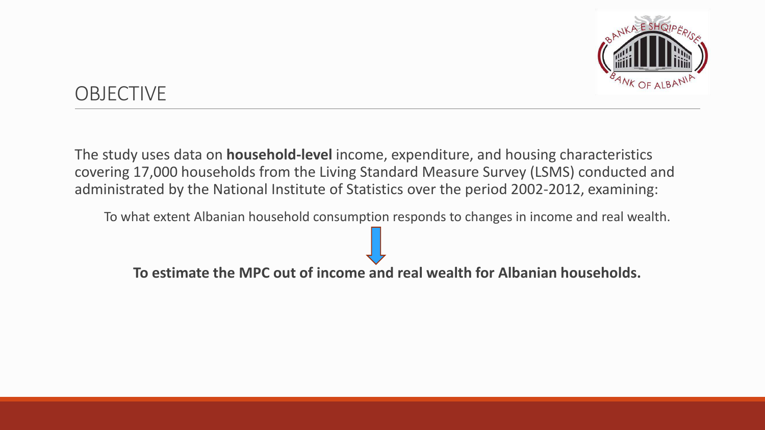## OBJECTIVE

The study uses data on **household-level** income, expenditure, and housing characteristics covering 17,000 households from the Living Standard Measure Survey (LSMS) conducted and administrated by the National Institute of Statistics over the period 2002-2012, examining:

To what extent Albanian household consumption responds to changes in income and real wealth.

**To estimate the MPC out of income and real wealth for Albanian households.**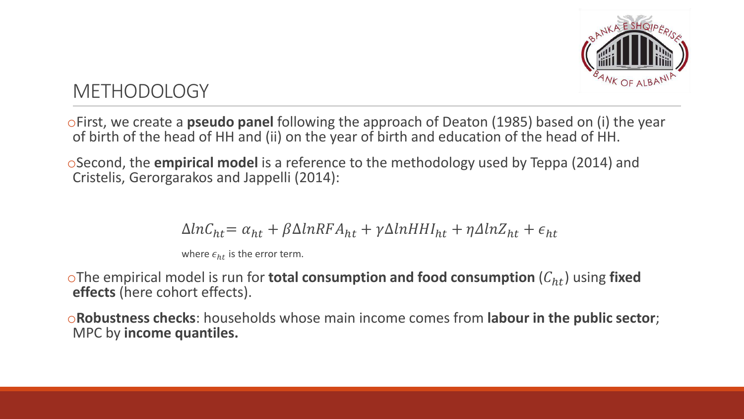# METHODOLOGY

- First, we create a **pseudo panel** following the approach of Deaton (1985) based on (i) the year of birth of the head of HH and (ii) on the year of birth and education of the head of HH.
- Second, the **empirical model** is a reference to the methodology used by Teppa (2014) and Cristelis, Gerorgarakos and Jappelli (2014):

$$\Delta lnC_{ht} = \alpha_{ht} + \beta \Delta lnRFA_{ht} + \gamma \Delta lnHHI_{ht} + \eta \Delta lnZ_{ht} + \epsilon_{ht}$$

where $\epsilon_{ht}$ is the error term.

- The empirical model is run for **total consumption and food consumption** ($C_{ht}$) using **fixed effects** (here cohort effects).
- **Robustness checks**: households whose main income comes from **labour in the public sector**; MPC by **income quantiles.**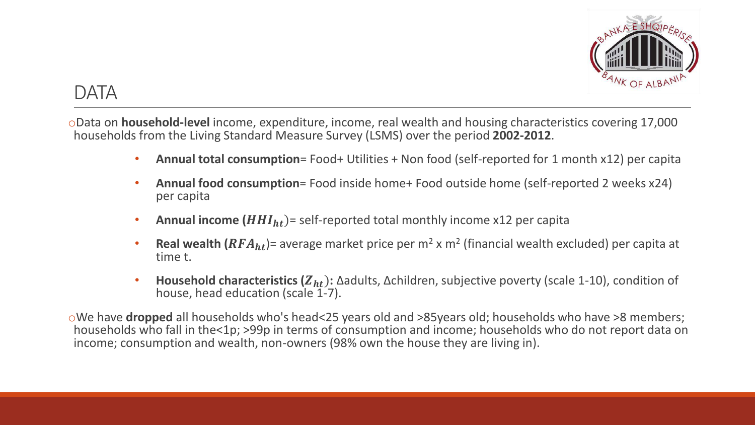# DATA

- Data on **household-level** income, expenditure, income, real wealth and housing characteristics covering 17,000 households from the Living Standard Measure Survey (LSMS) over the period **2002-2012**.
  - **Annual total consumption**= Food+ Utilities + Non food (self-reported for 1 month x12) per capita
  - **Annual food consumption**= Food inside home+ Food outside home (self-reported 2 weeks x24) per capita
  - **Annual income ($HHI_{ht}$)**= self-reported total monthly income x12 per capita
  - **Real wealth ($RFA_{ht}$)**= average market price per m$^2$ x m$^2$ (financial wealth excluded) per capita at time t.
  - **Household characteristics ($Z_{ht}$):** Δadults, Δchildren, subjective poverty (scale 1-10), condition of house, head education (scale 1-7).
- We have **dropped** all households who's head<25 years old and >85years old; households who have >8 members; households who fall in the<1p; >99p in terms of consumption and income; households who do not report data on income; consumption and wealth, non-owners (98% own the house they are living in).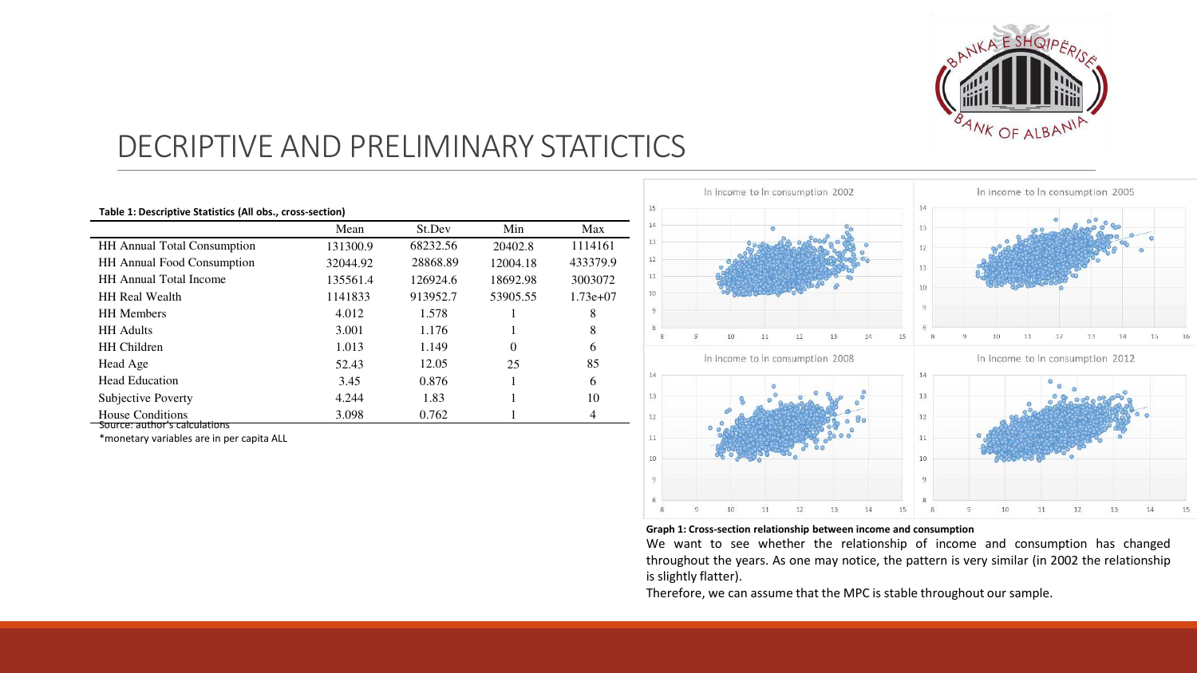# DECRIPTIVE AND PRELIMINARY STATICTICS

**Table 1: Descriptive Statistics (All obs., cross-section)**

| | Mean | St.Dev | Min | Max |
|---|---|---|---|---|
| HH Annual Total Consumption | 131300.9 | 68232.56 | 20402.8 | 1114161 |
| HH Annual Food Consumption | 32044.92 | 28868.89 | 12004.18 | 433379.9 |
| HH Annual Total Income | 135561.4 | 126924.6 | 18692.98 | 3003072 |
| HH Real Wealth | 1141833 | 913952.7 | 53905.55 | 1.73e+07 |
| HH Members | 4.012 | 1.578 | 1 | 8 |
| HH Adults | 3.001 | 1.176 | 1 | 8 |
| HH Children | 1.013 | 1.149 | 0 | 6 |
| Head Age | 52.43 | 12.05 | 25 | 85 |
| Head Education | 3.45 | 0.876 | 1 | 6 |
| Subjective Poverty | 4.244 | 1.83 | 1 | 10 |
| House Conditions | 3.098 | 0.762 | 1 | 4 |

Source: author's calculations

*monetary variables are in per capita ALL

**Graph 1: Cross-section relationship between income and consumption**

We want to see whether the relationship of income and consumption has changed throughout the years. As one may notice, the pattern is very similar (in 2002 the relationship is slightly flatter).

Therefore, we can assume that the MPC is stable throughout our sample.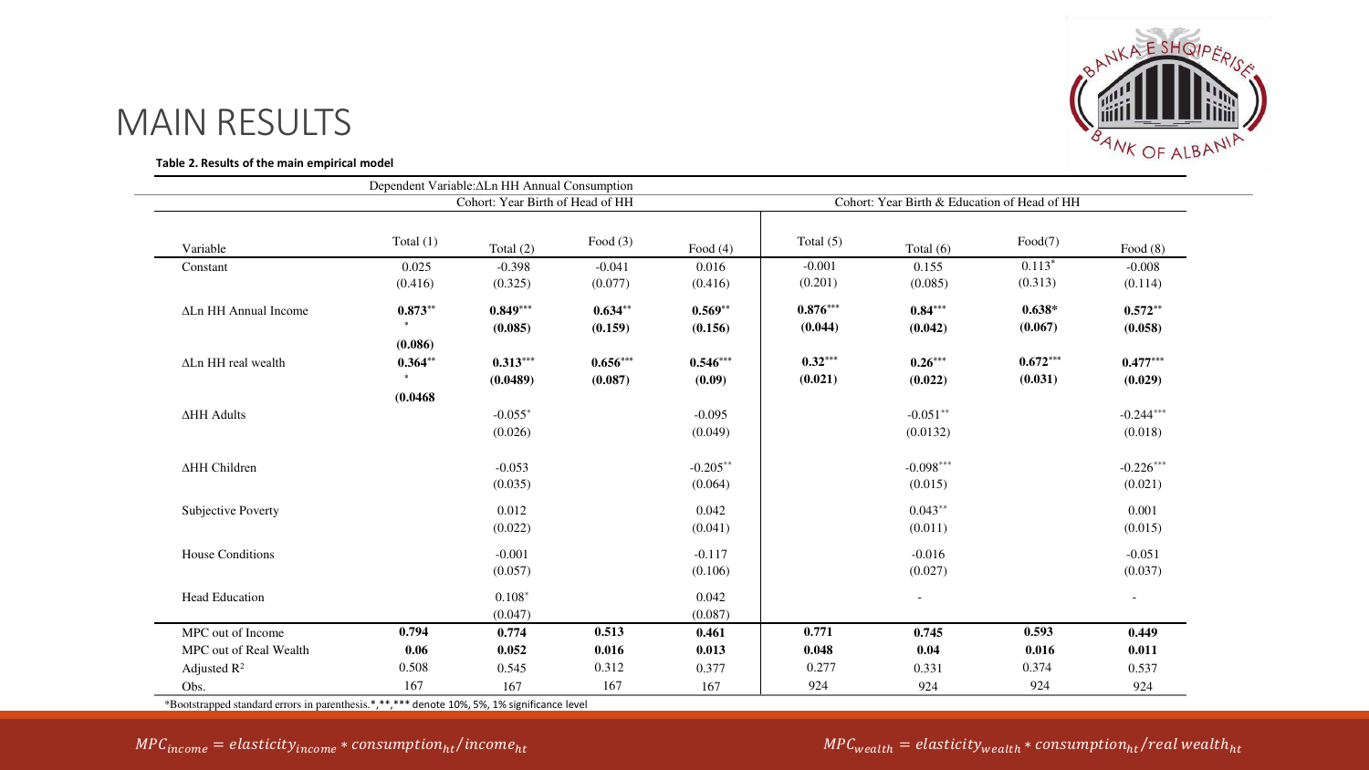# MAIN RESULTS

**Table 2. Results of the main empirical model**

| | Dependent Variable: ΔLn HH Annual Consumption | | | | | | | |
|---|---|---|---|---|---|---|---|---|
| | Cohort: Year Birth of Head of HH | | | | Cohort: Year Birth & Education of Head of HH | | | |
| Variable | Total (1) | Total (2) | Food (3) | Food (4) | Total (5) | Total (6) | Food(7) | Food (8) |
| Constant | 0.025 | -0.398 | -0.041 | 0.016 | -0.001 | 0.155 | 0.113* | -0.008 |
| | (0.416) | (0.325) | (0.077) | (0.416) | (0.201) | (0.085) | (0.313) | (0.114) |
| ΔLn HH Annual Income | **0.873*****| **0.849***** | **0.634**** | **0.569**** | **0.876***** | **0.84***** | **0.638*** | **0.572**** |
| | **(0.086)** | **(0.085)** | **(0.159)** | **(0.156)** | **(0.044)** | **(0.042)** | **(0.067)** | **(0.058)** |
| ΔLn HH real wealth | **0.364***** | **0.313***** | **0.656***** | **0.546***** | **0.32***** | **0.26***** | **0.672***** | **0.477***** |
| | **(0.0468** | **(0.0489)** | **(0.087)** | **(0.09)** | **(0.021)** | **(0.022)** | **(0.031)** | **(0.029)** |
| ΔHH Adults | | -0.055* | | -0.095 | | -0.051** | | -0.244*** |
| | | (0.026) | | (0.049) | | (0.0132) | | (0.018) |
| ΔHH Children | | -0.053 | | -0.205** | | -0.098*** | | -0.226*** |
| | | (0.035) | | (0.064) | | (0.015) | | (0.021) |
| Subjective Poverty | | 0.012 | | 0.042 | | 0.043** | | 0.001 |
| | | (0.022) | | (0.041) | | (0.011) | | (0.015) |
| House Conditions | | -0.001 | | -0.117 | | -0.016 | | -0.051 |
| | | (0.057) | | (0.106) | | (0.027) | | (0.037) |
| Head Education | | 0.108* | | 0.042 | | - | | - |
| | | (0.047) | | (0.087) | | | | |
| MPC out of Income | **0.794** | **0.774** | **0.513** | **0.461** | **0.771** | **0.745** | **0.593** | **0.449** |
| MPC out of Real Wealth | **0.06** | **0.052** | **0.016** | **0.013** | **0.048** | **0.04** | **0.016** | **0.011** |
| Adjusted $R^2$ | 0.508 | 0.545 | 0.312 | 0.377 | 0.277 | 0.331 | 0.374 | 0.537 |
| Obs. | 167 | 167 | 167 | 167 | 924 | 924 | 924 | 924 |

*Bootstrapped standard errors in parenthesis.*,**,*** denote 10%, 5%, 1% significance level

$MPC_{income} = elasticity_{income} * consumption_{ht}/income_{ht}$

$MPC_{wealth} = elasticity_{wealth} * consumption_{ht}/real\,wealth_{ht}$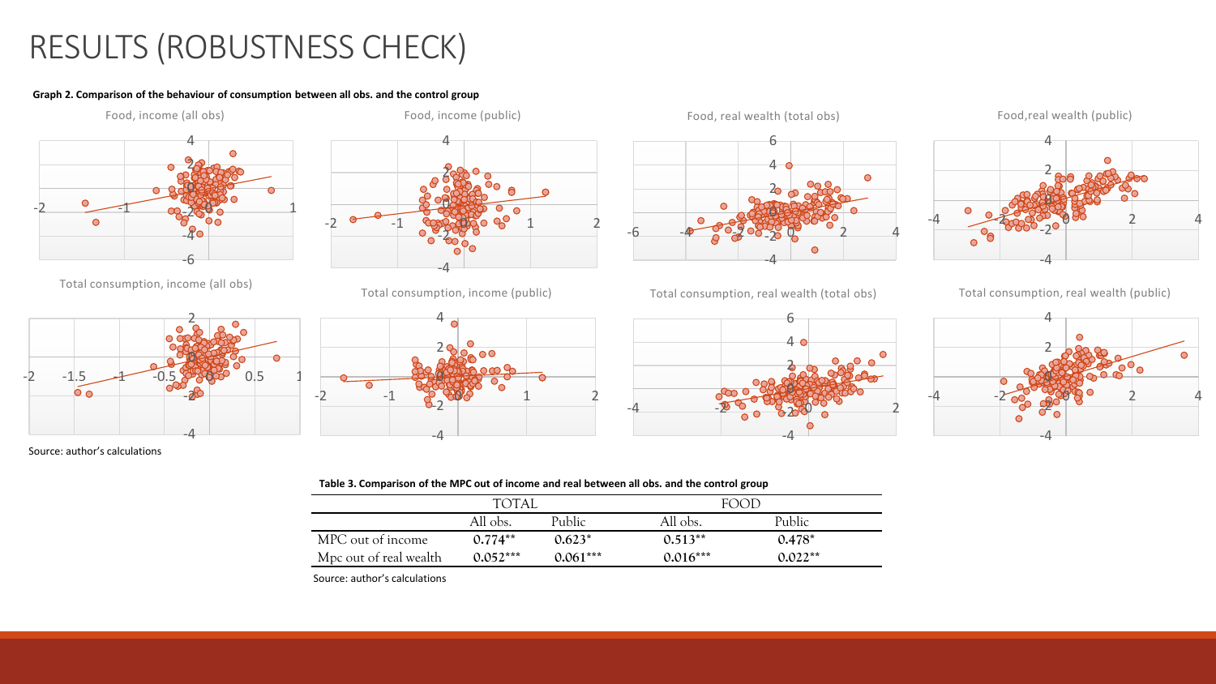# RESULTS (ROBUSTNESS CHECK)

**Graph 2. Comparison of the behaviour of consumption between all obs. and the control group**

Food, income (all obs) — Food, income (public) — Food, real wealth (total obs) — Food,real wealth (public)

Total consumption, income (all obs) — Total consumption, income (public) — Total consumption, real wealth (total obs) — Total consumption, real wealth (public)

Source: author's calculations

**Table 3. Comparison of the MPC out of income and real between all obs. and the control group**

| | TOTAL | | FOOD | |
|---|---|---|---|---|
| | All obs. | Public | All obs. | Public |
| MPC out of income | 0.774** | 0.623* | 0.513** | 0.478* |
| Mpc out of real wealth | 0.052*** | 0.061*** | 0.016*** | 0.022** |

Source: author's calculations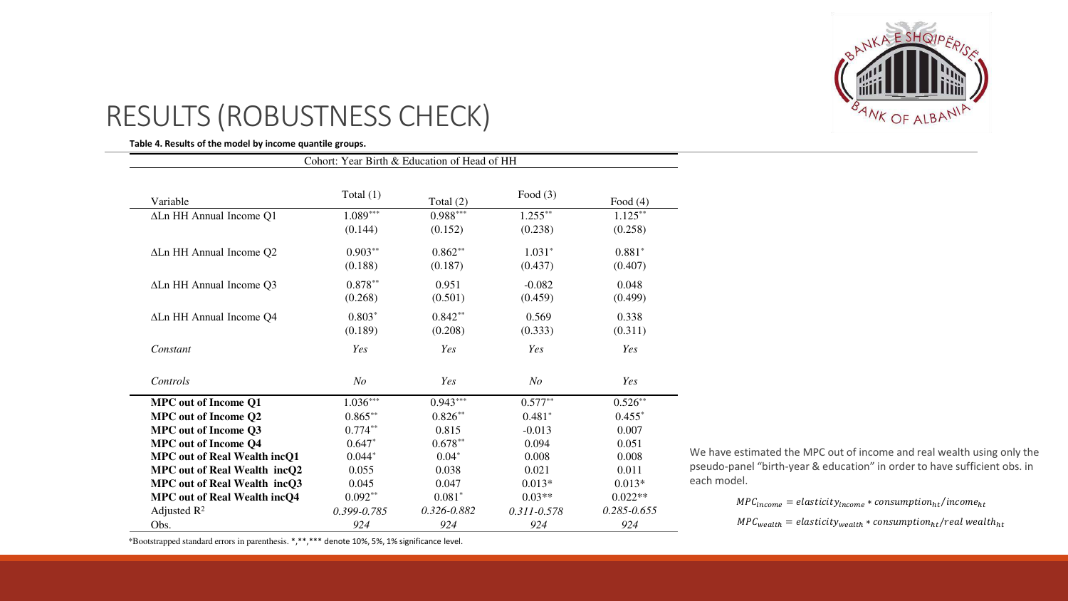# RESULTS (ROBUSTNESS CHECK)

**Table 4. Results of the model by income quantile groups.**

| Cohort: Year Birth & Education of Head of HH | | | | |
|---|---|---|---|---|
| Variable | Total (1) | Total (2) | Food (3) | Food (4) |
| ΔLn HH Annual Income Q1 | 1.089*** | 0.988*** | 1.255** | 1.125** |
| | (0.144) | (0.152) | (0.238) | (0.258) |
| ΔLn HH Annual Income Q2 | 0.903** | 0.862** | 1.031* | 0.881* |
| | (0.188) | (0.187) | (0.437) | (0.407) |
| ΔLn HH Annual Income Q3 | 0.878** | 0.951 | -0.082 | 0.048 |
| | (0.268) | (0.501) | (0.459) | (0.499) |
| ΔLn HH Annual Income Q4 | 0.803* | 0.842** | 0.569 | 0.338 |
| | (0.189) | (0.208) | (0.333) | (0.311) |
| *Constant* | *Yes* | *Yes* | *Yes* | *Yes* |
| *Controls* | *No* | *Yes* | *No* | *Yes* |
| **MPC out of Income Q1** | 1.036*** | 0.943*** | 0.577** | 0.526** |
| **MPC out of Income Q2** | 0.865** | 0.826** | 0.481* | 0.455* |
| **MPC out of Income Q3** | 0.774** | 0.815 | -0.013 | 0.007 |
| **MPC out of Income Q4** | 0.647* | 0.678** | 0.094 | 0.051 |
| **MPC out of Real Wealth incQ1** | 0.044* | 0.04* | 0.008 | 0.008 |
| **MPC out of Real Wealth incQ2** | 0.055 | 0.038 | 0.021 | 0.011 |
| **MPC out of Real Wealth incQ3** | 0.045 | 0.047 | 0.013* | 0.013* |
| **MPC out of Real Wealth incQ4** | 0.092** | 0.081* | 0.03** | 0.022** |
| Adjusted $R^2$ | *0.399-0.785* | *0.326-0.882* | *0.311-0.578* | *0.285-0.655* |
| Obs. | *924* | *924* | *924* | *924* |

*Bootstrapped standard errors in parenthesis. *,**,*** denote 10%, 5%, 1% significance level.

We have estimated the MPC out of income and real wealth using only the pseudo-panel "birth-year & education" in order to have sufficient obs. in each model.

$$MPC_{income} = elasticity_{income} * consumption_{ht} / income_{ht}$$

$$MPC_{wealth} = elasticity_{wealth} * consumption_{ht} / real\ wealth_{ht}$$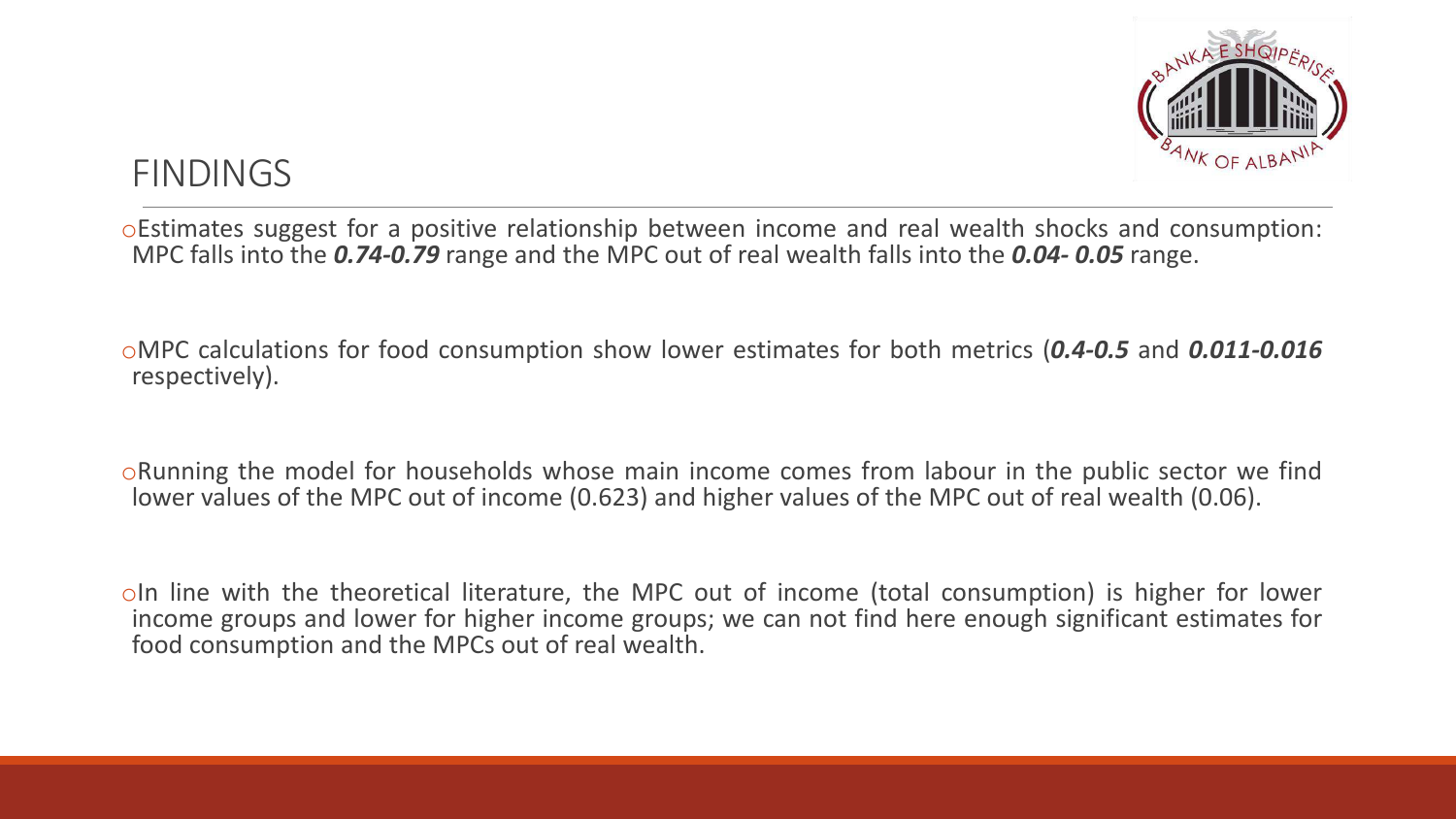# FINDINGS

- Estimates suggest for a positive relationship between income and real wealth shocks and consumption: MPC falls into the ***0.74-0.79*** range and the MPC out of real wealth falls into the ***0.04- 0.05*** range.

- MPC calculations for food consumption show lower estimates for both metrics (***0.4-0.5*** and ***0.011-0.016*** respectively).

- Running the model for households whose main income comes from labour in the public sector we find lower values of the MPC out of income (0.623) and higher values of the MPC out of real wealth (0.06).

- In line with the theoretical literature, the MPC out of income (total consumption) is higher for lower income groups and lower for higher income groups; we can not find here enough significant estimates for food consumption and the MPCs out of real wealth.